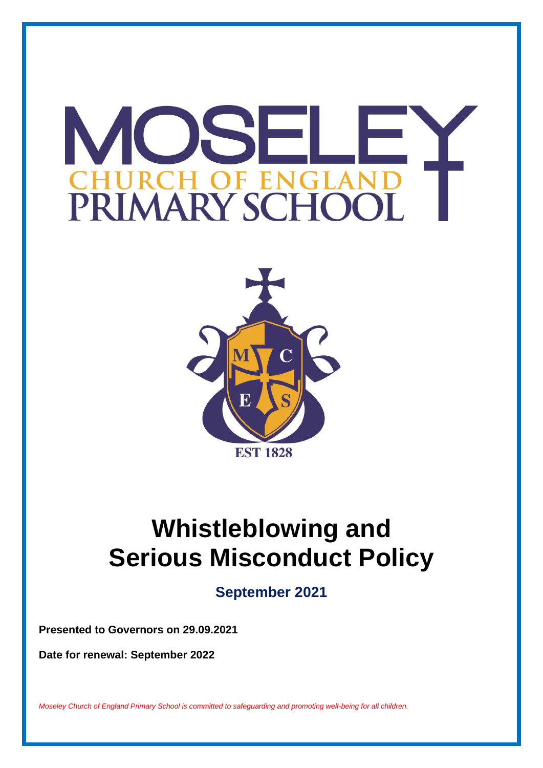# MOSELEY CHURCH OF ENGLAND PRIMARY SCHOOL

EST 1828

# Whistleblowing and Serious Misconduct Policy

## September 2021

**Presented to Governors on 29.09.2021**

**Date for renewal: September 2022**

*Moseley Church of England Primary School is committed to safeguarding and promoting well-being for all children.*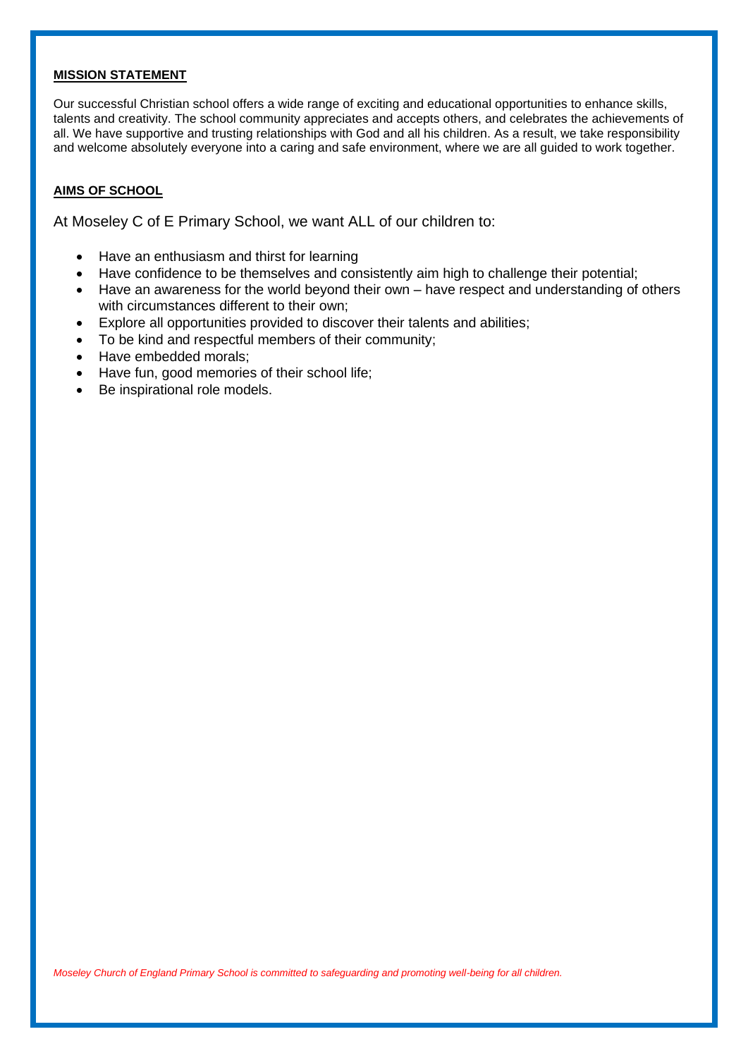## MISSION STATEMENT

Our successful Christian school offers a wide range of exciting and educational opportunities to enhance skills, talents and creativity. The school community appreciates and accepts others, and celebrates the achievements of all. We have supportive and trusting relationships with God and all his children. As a result, we take responsibility and welcome absolutely everyone into a caring and safe environment, where we are all guided to work together.

## AIMS OF SCHOOL

At Moseley C of E Primary School, we want ALL of our children to:

- Have an enthusiasm and thirst for learning
- Have confidence to be themselves and consistently aim high to challenge their potential;
- Have an awareness for the world beyond their own – have respect and understanding of others with circumstances different to their own;
- Explore all opportunities provided to discover their talents and abilities;
- To be kind and respectful members of their community;
- Have embedded morals;
- Have fun, good memories of their school life;
- Be inspirational role models.

*Moseley Church of England Primary School is committed to safeguarding and promoting well-being for all children.*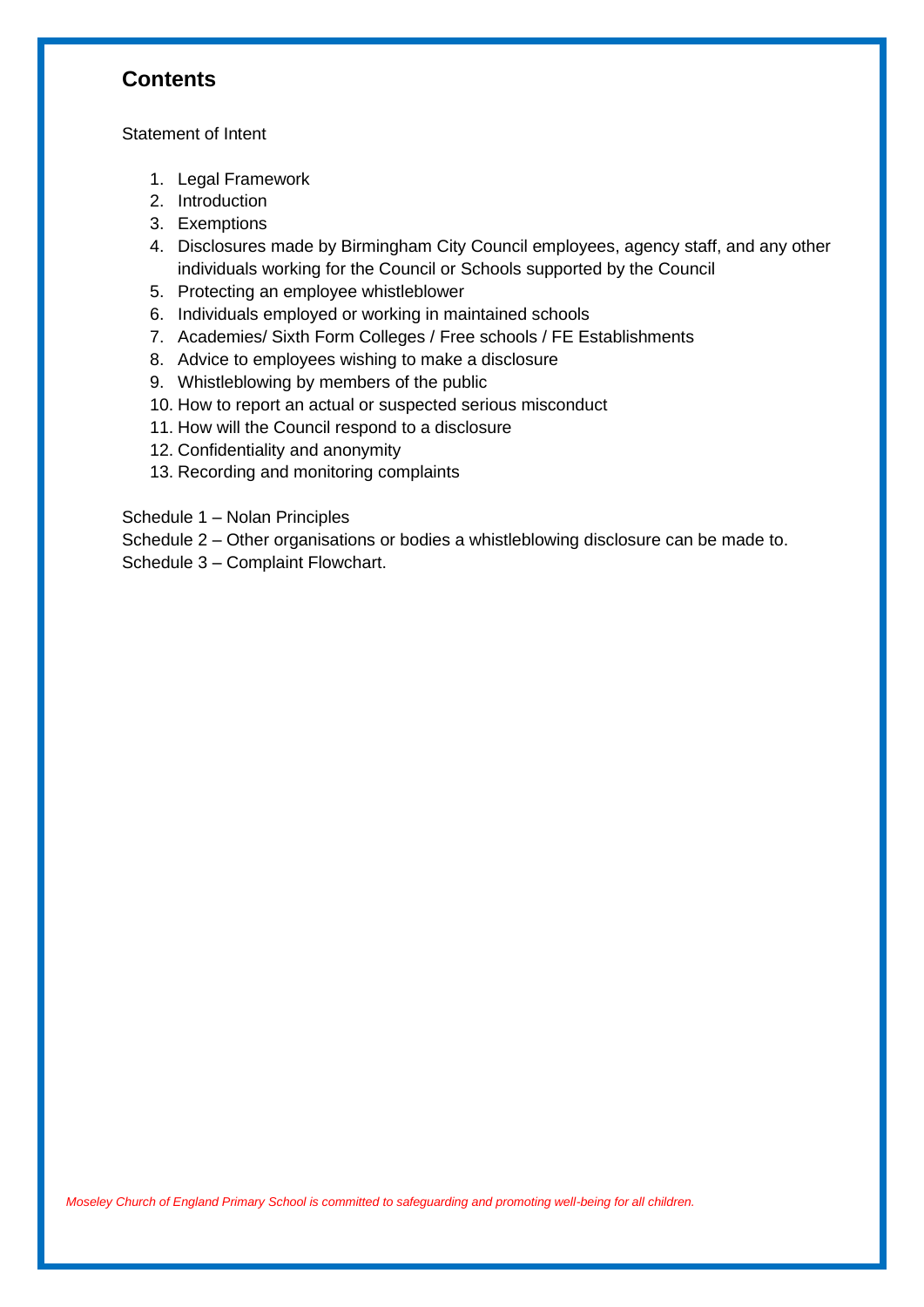## Contents

Statement of Intent

1. Legal Framework
2. Introduction
3. Exemptions
4. Disclosures made by Birmingham City Council employees, agency staff, and any other individuals working for the Council or Schools supported by the Council
5. Protecting an employee whistleblower
6. Individuals employed or working in maintained schools
7. Academies/ Sixth Form Colleges / Free schools / FE Establishments
8. Advice to employees wishing to make a disclosure
9. Whistleblowing by members of the public
10. How to report an actual or suspected serious misconduct
11. How will the Council respond to a disclosure
12. Confidentiality and anonymity
13. Recording and monitoring complaints

Schedule 1 – Nolan Principles

Schedule 2 – Other organisations or bodies a whistleblowing disclosure can be made to.

Schedule 3 – Complaint Flowchart.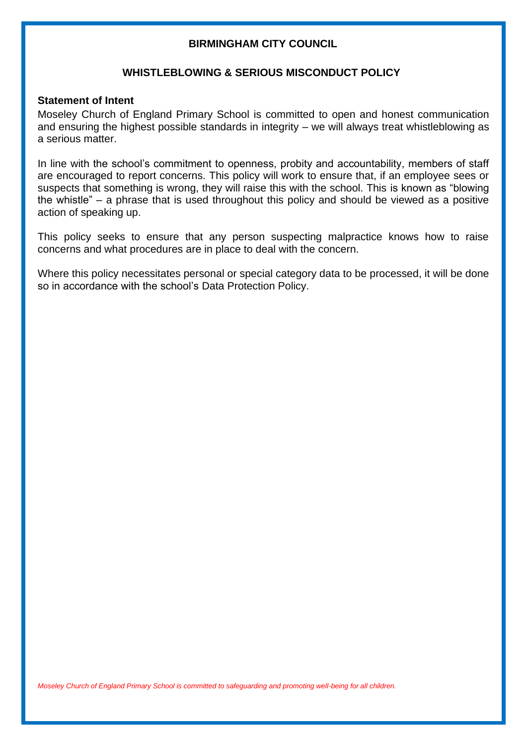**BIRMINGHAM CITY COUNCIL**

**WHISTLEBLOWING & SERIOUS MISCONDUCT POLICY**

**Statement of Intent**

Moseley Church of England Primary School is committed to open and honest communication and ensuring the highest possible standards in integrity – we will always treat whistleblowing as a serious matter.

In line with the school's commitment to openness, probity and accountability, members of staff are encouraged to report concerns. This policy will work to ensure that, if an employee sees or suspects that something is wrong, they will raise this with the school. This is known as "blowing the whistle" – a phrase that is used throughout this policy and should be viewed as a positive action of speaking up.

This policy seeks to ensure that any person suspecting malpractice knows how to raise concerns and what procedures are in place to deal with the concern.

Where this policy necessitates personal or special category data to be processed, it will be done so in accordance with the school's Data Protection Policy.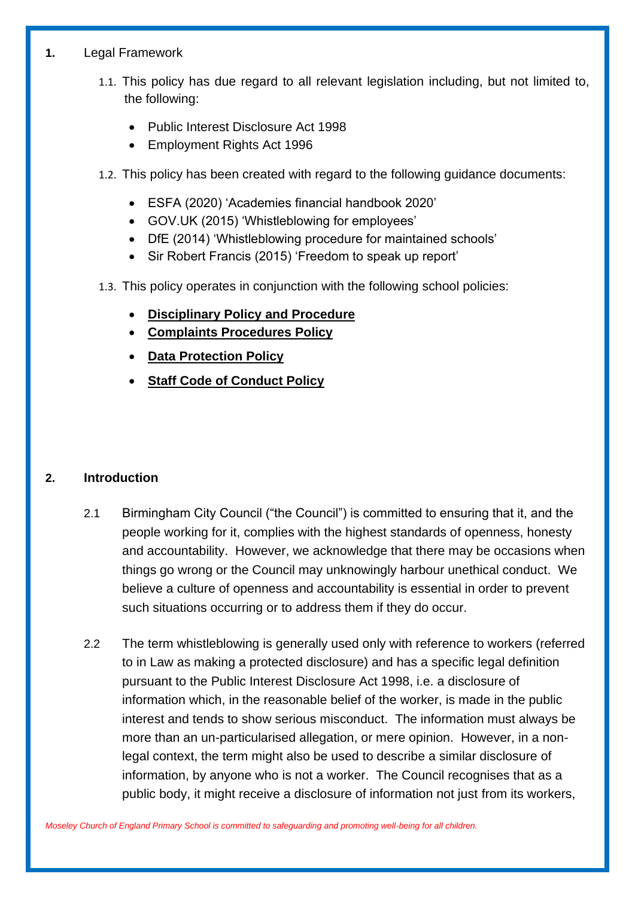1. Legal Framework

   1.1. This policy has due regard to all relevant legislation including, but not limited to, the following:

   - Public Interest Disclosure Act 1998
   - Employment Rights Act 1996

   1.2. This policy has been created with regard to the following guidance documents:

   - ESFA (2020) 'Academies financial handbook 2020'
   - GOV.UK (2015) 'Whistleblowing for employees'
   - DfE (2014) 'Whistleblowing procedure for maintained schools'
   - Sir Robert Francis (2015) 'Freedom to speak up report'

   1.3. This policy operates in conjunction with the following school policies:

   - **Disciplinary Policy and Procedure**
   - **Complaints Procedures Policy**
   - **Data Protection Policy**
   - **Staff Code of Conduct Policy**

## 2. Introduction

2.1 Birmingham City Council ("the Council") is committed to ensuring that it, and the people working for it, complies with the highest standards of openness, honesty and accountability. However, we acknowledge that there may be occasions when things go wrong or the Council may unknowingly harbour unethical conduct. We believe a culture of openness and accountability is essential in order to prevent such situations occurring or to address them if they do occur.

2.2 The term whistleblowing is generally used only with reference to workers (referred to in Law as making a protected disclosure) and has a specific legal definition pursuant to the Public Interest Disclosure Act 1998, i.e. a disclosure of information which, in the reasonable belief of the worker, is made in the public interest and tends to show serious misconduct. The information must always be more than an un-particularised allegation, or mere opinion. However, in a non-legal context, the term might also be used to describe a similar disclosure of information, by anyone who is not a worker. The Council recognises that as a public body, it might receive a disclosure of information not just from its workers,

*Moseley Church of England Primary School is committed to safeguarding and promoting well-being for all children.*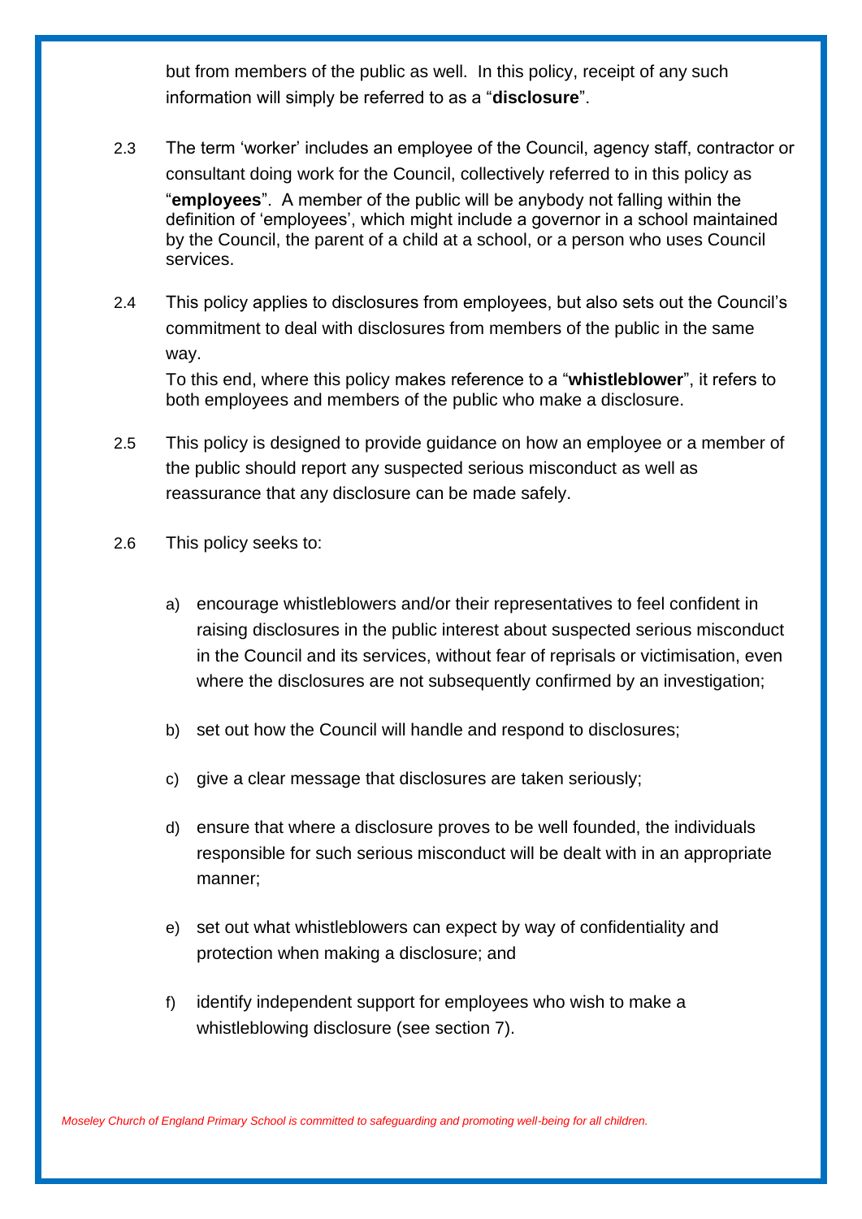but from members of the public as well. In this policy, receipt of any such information will simply be referred to as a "**disclosure**".

2.3 The term 'worker' includes an employee of the Council, agency staff, contractor or consultant doing work for the Council, collectively referred to in this policy as "**employees**". A member of the public will be anybody not falling within the definition of 'employees', which might include a governor in a school maintained by the Council, the parent of a child at a school, or a person who uses Council services.

2.4 This policy applies to disclosures from employees, but also sets out the Council's commitment to deal with disclosures from members of the public in the same way.

To this end, where this policy makes reference to a "**whistleblower**", it refers to both employees and members of the public who make a disclosure.

2.5 This policy is designed to provide guidance on how an employee or a member of the public should report any suspected serious misconduct as well as reassurance that any disclosure can be made safely.

2.6 This policy seeks to:

a) encourage whistleblowers and/or their representatives to feel confident in raising disclosures in the public interest about suspected serious misconduct in the Council and its services, without fear of reprisals or victimisation, even where the disclosures are not subsequently confirmed by an investigation;

b) set out how the Council will handle and respond to disclosures;

c) give a clear message that disclosures are taken seriously;

d) ensure that where a disclosure proves to be well founded, the individuals responsible for such serious misconduct will be dealt with in an appropriate manner;

e) set out what whistleblowers can expect by way of confidentiality and protection when making a disclosure; and

f) identify independent support for employees who wish to make a whistleblowing disclosure (see section 7).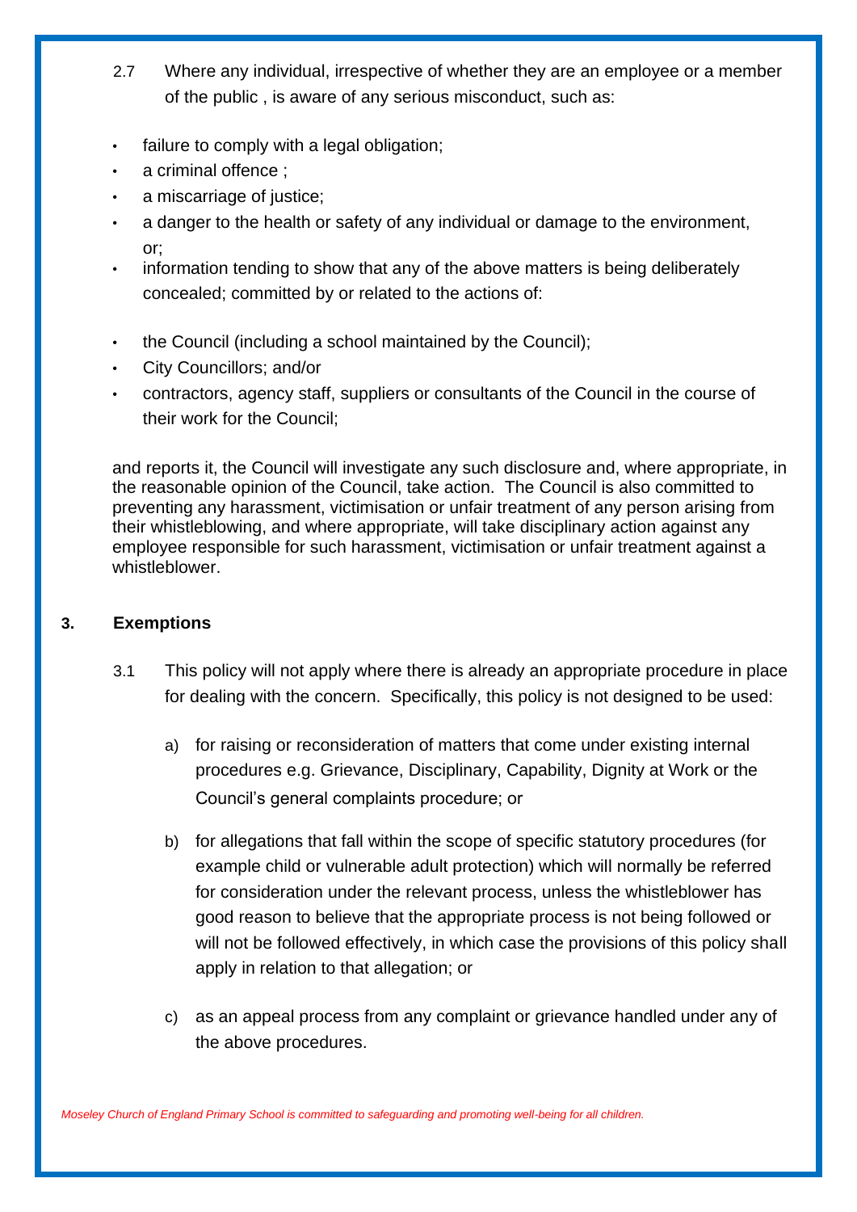2.7 Where any individual, irrespective of whether they are an employee or a member of the public , is aware of any serious misconduct, such as:

- failure to comply with a legal obligation;
- a criminal offence ;
- a miscarriage of justice;
- a danger to the health or safety of any individual or damage to the environment, or;
- information tending to show that any of the above matters is being deliberately concealed; committed by or related to the actions of:

- the Council (including a school maintained by the Council);
- City Councillors; and/or
- contractors, agency staff, suppliers or consultants of the Council in the course of their work for the Council;

and reports it, the Council will investigate any such disclosure and, where appropriate, in the reasonable opinion of the Council, take action. The Council is also committed to preventing any harassment, victimisation or unfair treatment of any person arising from their whistleblowing, and where appropriate, will take disciplinary action against any employee responsible for such harassment, victimisation or unfair treatment against a whistleblower.

## 3. Exemptions

3.1 This policy will not apply where there is already an appropriate procedure in place for dealing with the concern. Specifically, this policy is not designed to be used:

a) for raising or reconsideration of matters that come under existing internal procedures e.g. Grievance, Disciplinary, Capability, Dignity at Work or the Council's general complaints procedure; or

b) for allegations that fall within the scope of specific statutory procedures (for example child or vulnerable adult protection) which will normally be referred for consideration under the relevant process, unless the whistleblower has good reason to believe that the appropriate process is not being followed or will not be followed effectively, in which case the provisions of this policy shall apply in relation to that allegation; or

c) as an appeal process from any complaint or grievance handled under any of the above procedures.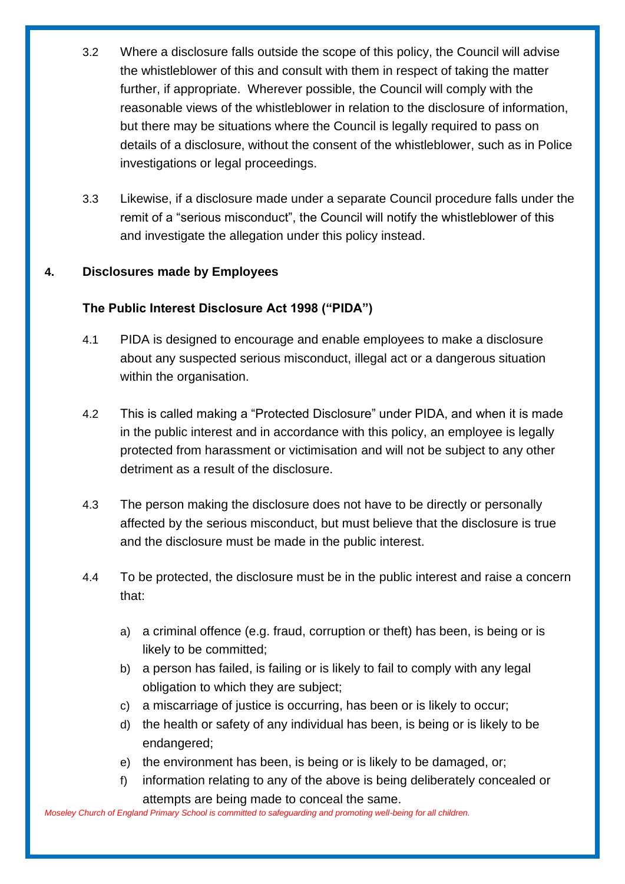3.2 Where a disclosure falls outside the scope of this policy, the Council will advise the whistleblower of this and consult with them in respect of taking the matter further, if appropriate. Wherever possible, the Council will comply with the reasonable views of the whistleblower in relation to the disclosure of information, but there may be situations where the Council is legally required to pass on details of a disclosure, without the consent of the whistleblower, such as in Police investigations or legal proceedings.

3.3 Likewise, if a disclosure made under a separate Council procedure falls under the remit of a "serious misconduct", the Council will notify the whistleblower of this and investigate the allegation under this policy instead.

## 4. Disclosures made by Employees

### The Public Interest Disclosure Act 1998 ("PIDA")

4.1 PIDA is designed to encourage and enable employees to make a disclosure about any suspected serious misconduct, illegal act or a dangerous situation within the organisation.

4.2 This is called making a "Protected Disclosure" under PIDA, and when it is made in the public interest and in accordance with this policy, an employee is legally protected from harassment or victimisation and will not be subject to any other detriment as a result of the disclosure.

4.3 The person making the disclosure does not have to be directly or personally affected by the serious misconduct, but must believe that the disclosure is true and the disclosure must be made in the public interest.

4.4 To be protected, the disclosure must be in the public interest and raise a concern that:

a) a criminal offence (e.g. fraud, corruption or theft) has been, is being or is likely to be committed;
b) a person has failed, is failing or is likely to fail to comply with any legal obligation to which they are subject;
c) a miscarriage of justice is occurring, has been or is likely to occur;
d) the health or safety of any individual has been, is being or is likely to be endangered;
e) the environment has been, is being or is likely to be damaged, or;
f) information relating to any of the above is being deliberately concealed or attempts are being made to conceal the same.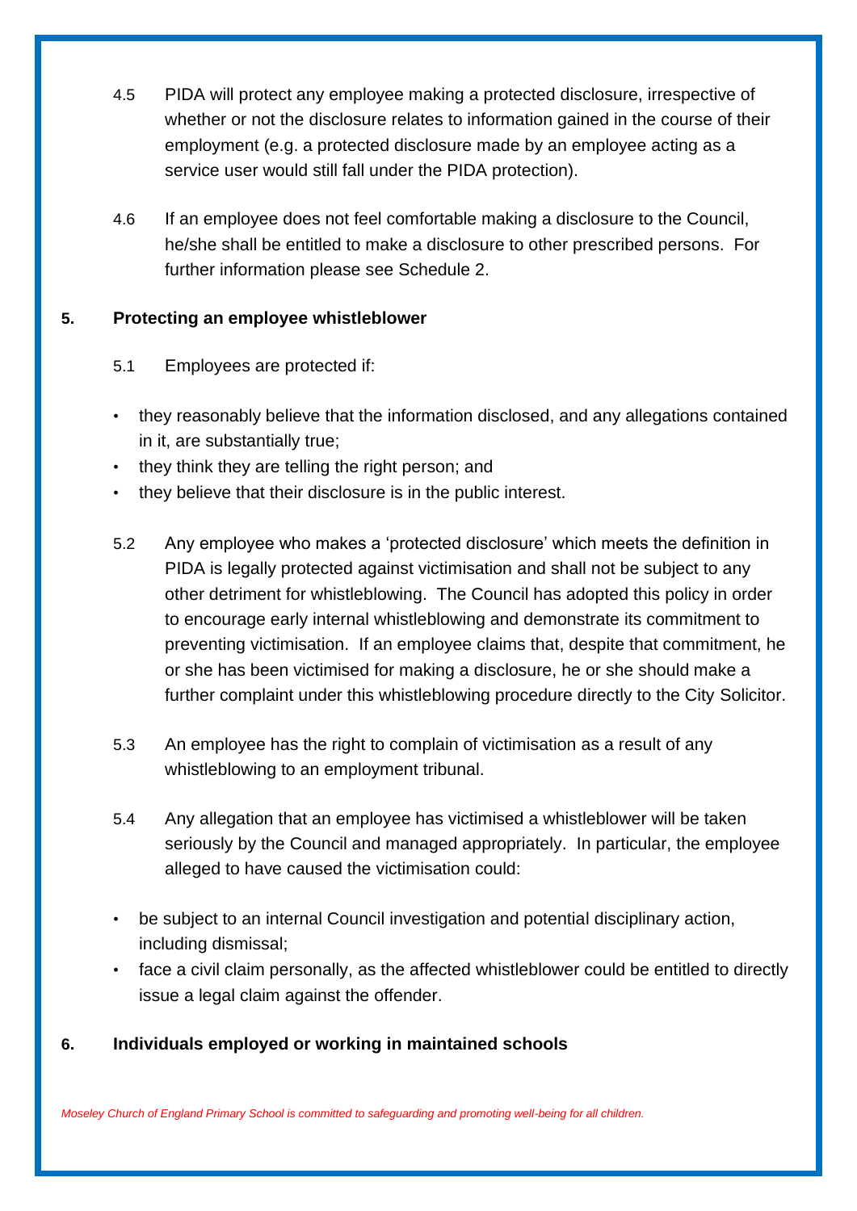4.5 PIDA will protect any employee making a protected disclosure, irrespective of whether or not the disclosure relates to information gained in the course of their employment (e.g. a protected disclosure made by an employee acting as a service user would still fall under the PIDA protection).

4.6 If an employee does not feel comfortable making a disclosure to the Council, he/she shall be entitled to make a disclosure to other prescribed persons. For further information please see Schedule 2.

## 5. Protecting an employee whistleblower

5.1 Employees are protected if:

- they reasonably believe that the information disclosed, and any allegations contained in it, are substantially true;
- they think they are telling the right person; and
- they believe that their disclosure is in the public interest.

5.2 Any employee who makes a 'protected disclosure' which meets the definition in PIDA is legally protected against victimisation and shall not be subject to any other detriment for whistleblowing. The Council has adopted this policy in order to encourage early internal whistleblowing and demonstrate its commitment to preventing victimisation. If an employee claims that, despite that commitment, he or she has been victimised for making a disclosure, he or she should make a further complaint under this whistleblowing procedure directly to the City Solicitor.

5.3 An employee has the right to complain of victimisation as a result of any whistleblowing to an employment tribunal.

5.4 Any allegation that an employee has victimised a whistleblower will be taken seriously by the Council and managed appropriately. In particular, the employee alleged to have caused the victimisation could:

- be subject to an internal Council investigation and potential disciplinary action, including dismissal;
- face a civil claim personally, as the affected whistleblower could be entitled to directly issue a legal claim against the offender.

## 6. Individuals employed or working in maintained schools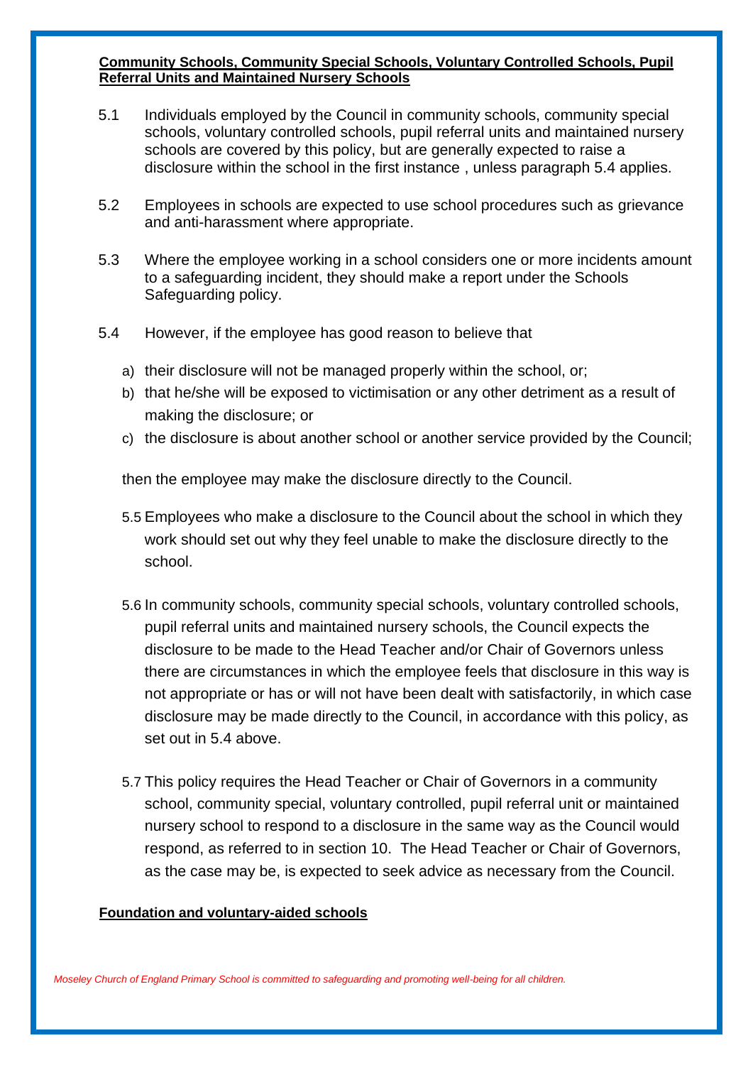**Community Schools, Community Special Schools, Voluntary Controlled Schools, Pupil Referral Units and Maintained Nursery Schools**

5.1 Individuals employed by the Council in community schools, community special schools, voluntary controlled schools, pupil referral units and maintained nursery schools are covered by this policy, but are generally expected to raise a disclosure within the school in the first instance , unless paragraph 5.4 applies.

5.2 Employees in schools are expected to use school procedures such as grievance and anti-harassment where appropriate.

5.3 Where the employee working in a school considers one or more incidents amount to a safeguarding incident, they should make a report under the Schools Safeguarding policy.

5.4 However, if the employee has good reason to believe that

a) their disclosure will not be managed properly within the school, or;
b) that he/she will be exposed to victimisation or any other detriment as a result of making the disclosure; or
c) the disclosure is about another school or another service provided by the Council;

then the employee may make the disclosure directly to the Council.

5.5 Employees who make a disclosure to the Council about the school in which they work should set out why they feel unable to make the disclosure directly to the school.

5.6 In community schools, community special schools, voluntary controlled schools, pupil referral units and maintained nursery schools, the Council expects the disclosure to be made to the Head Teacher and/or Chair of Governors unless there are circumstances in which the employee feels that disclosure in this way is not appropriate or has or will not have been dealt with satisfactorily, in which case disclosure may be made directly to the Council, in accordance with this policy, as set out in 5.4 above.

5.7 This policy requires the Head Teacher or Chair of Governors in a community school, community special, voluntary controlled, pupil referral unit or maintained nursery school to respond to a disclosure in the same way as the Council would respond, as referred to in section 10. The Head Teacher or Chair of Governors, as the case may be, is expected to seek advice as necessary from the Council.

**Foundation and voluntary-aided schools**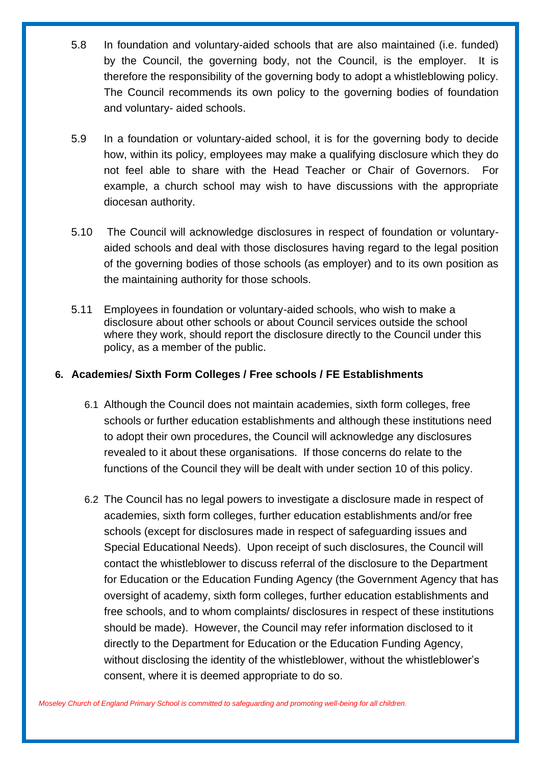5.8 In foundation and voluntary-aided schools that are also maintained (i.e. funded) by the Council, the governing body, not the Council, is the employer. It is therefore the responsibility of the governing body to adopt a whistleblowing policy. The Council recommends its own policy to the governing bodies of foundation and voluntary- aided schools.

5.9 In a foundation or voluntary-aided school, it is for the governing body to decide how, within its policy, employees may make a qualifying disclosure which they do not feel able to share with the Head Teacher or Chair of Governors. For example, a church school may wish to have discussions with the appropriate diocesan authority.

5.10 The Council will acknowledge disclosures in respect of foundation or voluntary-aided schools and deal with those disclosures having regard to the legal position of the governing bodies of those schools (as employer) and to its own position as the maintaining authority for those schools.

5.11 Employees in foundation or voluntary-aided schools, who wish to make a disclosure about other schools or about Council services outside the school where they work, should report the disclosure directly to the Council under this policy, as a member of the public.

## 6. Academies/ Sixth Form Colleges / Free schools / FE Establishments

6.1 Although the Council does not maintain academies, sixth form colleges, free schools or further education establishments and although these institutions need to adopt their own procedures, the Council will acknowledge any disclosures revealed to it about these organisations. If those concerns do relate to the functions of the Council they will be dealt with under section 10 of this policy.

6.2 The Council has no legal powers to investigate a disclosure made in respect of academies, sixth form colleges, further education establishments and/or free schools (except for disclosures made in respect of safeguarding issues and Special Educational Needs). Upon receipt of such disclosures, the Council will contact the whistleblower to discuss referral of the disclosure to the Department for Education or the Education Funding Agency (the Government Agency that has oversight of academy, sixth form colleges, further education establishments and free schools, and to whom complaints/ disclosures in respect of these institutions should be made). However, the Council may refer information disclosed to it directly to the Department for Education or the Education Funding Agency, without disclosing the identity of the whistleblower, without the whistleblower's consent, where it is deemed appropriate to do so.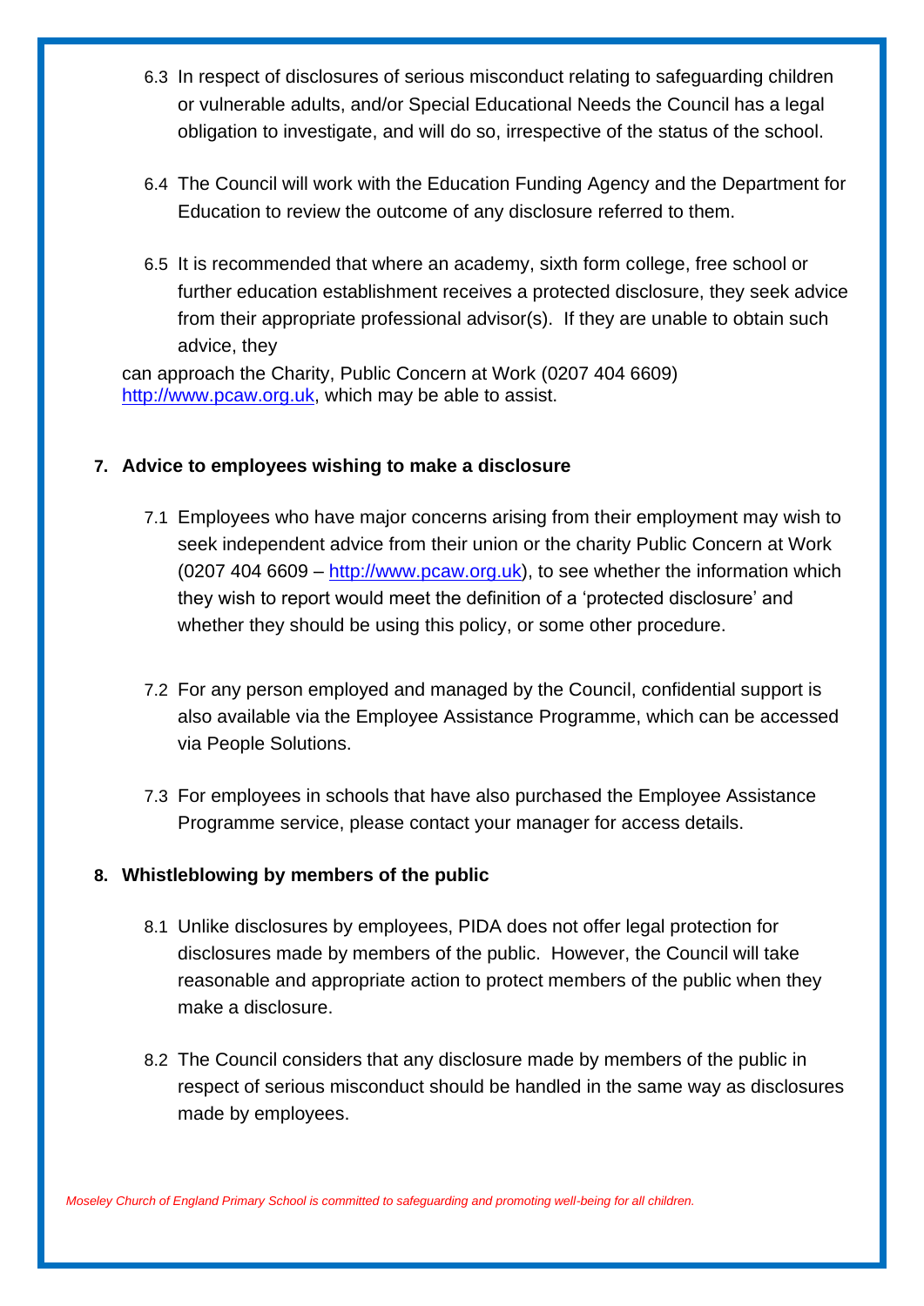6.3 In respect of disclosures of serious misconduct relating to safeguarding children or vulnerable adults, and/or Special Educational Needs the Council has a legal obligation to investigate, and will do so, irrespective of the status of the school.

6.4 The Council will work with the Education Funding Agency and the Department for Education to review the outcome of any disclosure referred to them.

6.5 It is recommended that where an academy, sixth form college, free school or further education establishment receives a protected disclosure, they seek advice from their appropriate professional advisor(s). If they are unable to obtain such advice, they can approach the Charity, Public Concern at Work (0207 404 6609) http://www.pcaw.org.uk, which may be able to assist.

## 7. Advice to employees wishing to make a disclosure

7.1 Employees who have major concerns arising from their employment may wish to seek independent advice from their union or the charity Public Concern at Work (0207 404 6609 – http://www.pcaw.org.uk), to see whether the information which they wish to report would meet the definition of a 'protected disclosure' and whether they should be using this policy, or some other procedure.

7.2 For any person employed and managed by the Council, confidential support is also available via the Employee Assistance Programme, which can be accessed via People Solutions.

7.3 For employees in schools that have also purchased the Employee Assistance Programme service, please contact your manager for access details.

## 8. Whistleblowing by members of the public

8.1 Unlike disclosures by employees, PIDA does not offer legal protection for disclosures made by members of the public. However, the Council will take reasonable and appropriate action to protect members of the public when they make a disclosure.

8.2 The Council considers that any disclosure made by members of the public in respect of serious misconduct should be handled in the same way as disclosures made by employees.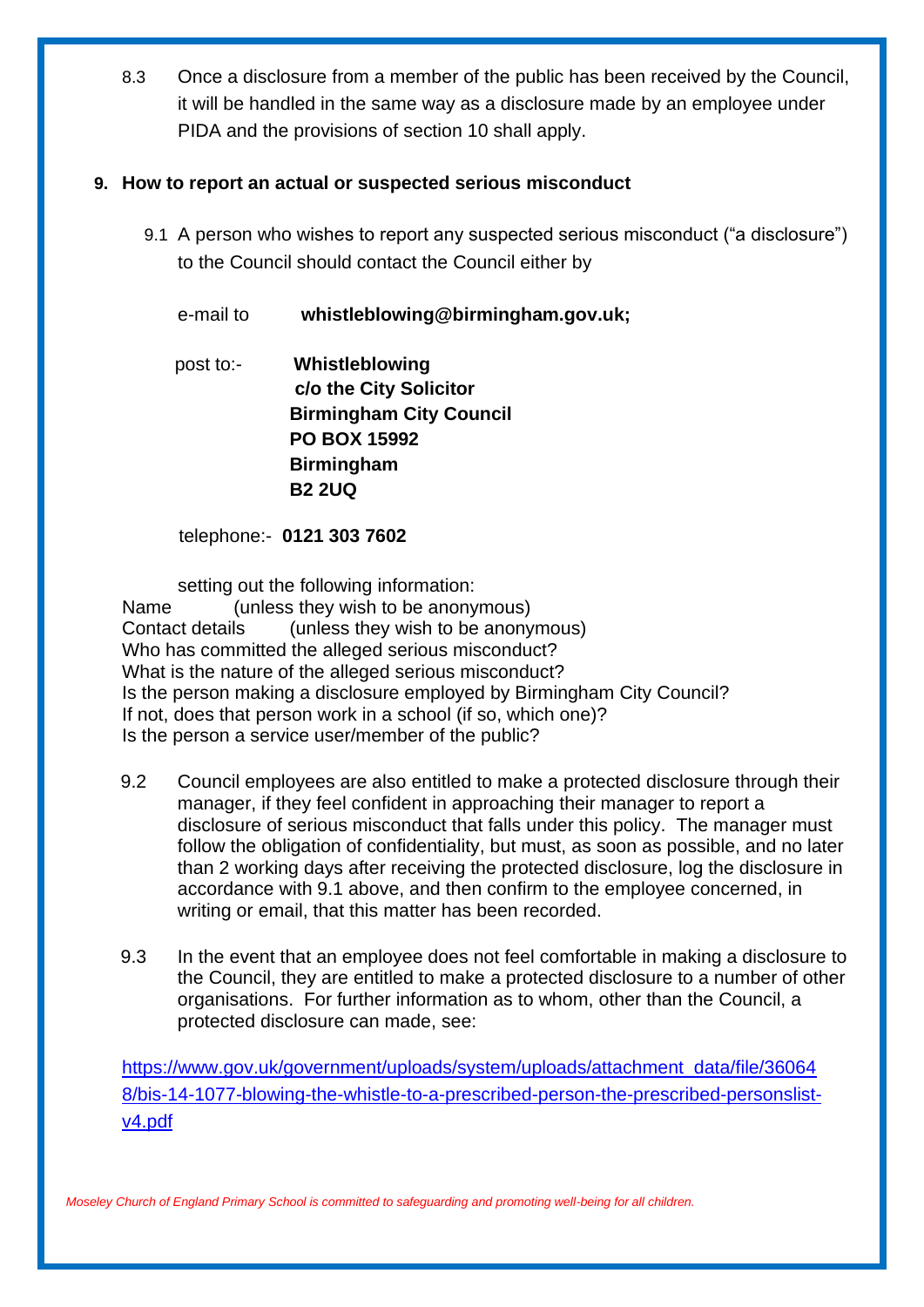8.3 Once a disclosure from a member of the public has been received by the Council, it will be handled in the same way as a disclosure made by an employee under PIDA and the provisions of section 10 shall apply.

## 9. How to report an actual or suspected serious misconduct

9.1 A person who wishes to report any suspected serious misconduct ("a disclosure") to the Council should contact the Council either by

e-mail to **whistleblowing@birmingham.gov.uk;**

post to:- **Whistleblowing**
**c/o the City Solicitor**
**Birmingham City Council**
**PO BOX 15992**
**Birmingham**
**B2 2UQ**

telephone:- **0121 303 7602**

setting out the following information:

Name (unless they wish to be anonymous)
Contact details (unless they wish to be anonymous)
Who has committed the alleged serious misconduct?
What is the nature of the alleged serious misconduct?
Is the person making a disclosure employed by Birmingham City Council?
If not, does that person work in a school (if so, which one)?
Is the person a service user/member of the public?

9.2 Council employees are also entitled to make a protected disclosure through their manager, if they feel confident in approaching their manager to report a disclosure of serious misconduct that falls under this policy. The manager must follow the obligation of confidentiality, but must, as soon as possible, and no later than 2 working days after receiving the protected disclosure, log the disclosure in accordance with 9.1 above, and then confirm to the employee concerned, in writing or email, that this matter has been recorded.

9.3 In the event that an employee does not feel comfortable in making a disclosure to the Council, they are entitled to make a protected disclosure to a number of other organisations. For further information as to whom, other than the Council, a protected disclosure can made, see:

https://www.gov.uk/government/uploads/system/uploads/attachment_data/file/360648/bis-14-1077-blowing-the-whistle-to-a-prescribed-person-the-prescribed-personslist-v4.pdf

*Moseley Church of England Primary School is committed to safeguarding and promoting well-being for all children.*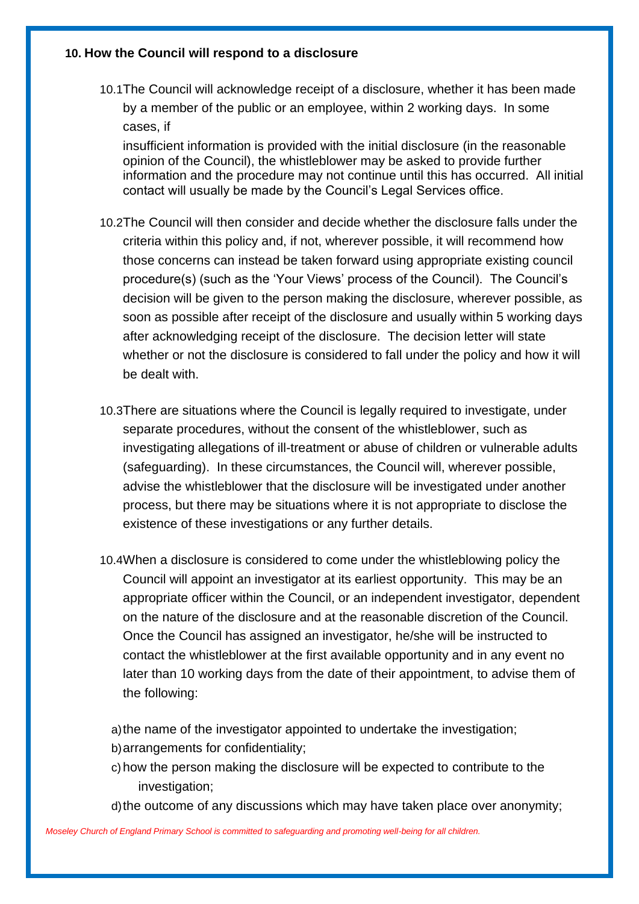## 10. How the Council will respond to a disclosure

10.1 The Council will acknowledge receipt of a disclosure, whether it has been made by a member of the public or an employee, within 2 working days. In some cases, if insufficient information is provided with the initial disclosure (in the reasonable opinion of the Council), the whistleblower may be asked to provide further information and the procedure may not continue until this has occurred. All initial contact will usually be made by the Council's Legal Services office.

10.2 The Council will then consider and decide whether the disclosure falls under the criteria within this policy and, if not, wherever possible, it will recommend how those concerns can instead be taken forward using appropriate existing council procedure(s) (such as the 'Your Views' process of the Council). The Council's decision will be given to the person making the disclosure, wherever possible, as soon as possible after receipt of the disclosure and usually within 5 working days after acknowledging receipt of the disclosure. The decision letter will state whether or not the disclosure is considered to fall under the policy and how it will be dealt with.

10.3 There are situations where the Council is legally required to investigate, under separate procedures, without the consent of the whistleblower, such as investigating allegations of ill-treatment or abuse of children or vulnerable adults (safeguarding). In these circumstances, the Council will, wherever possible, advise the whistleblower that the disclosure will be investigated under another process, but there may be situations where it is not appropriate to disclose the existence of these investigations or any further details.

10.4 When a disclosure is considered to come under the whistleblowing policy the Council will appoint an investigator at its earliest opportunity. This may be an appropriate officer within the Council, or an independent investigator, dependent on the nature of the disclosure and at the reasonable discretion of the Council. Once the Council has assigned an investigator, he/she will be instructed to contact the whistleblower at the first available opportunity and in any event no later than 10 working days from the date of their appointment, to advise them of the following:

a) the name of the investigator appointed to undertake the investigation;
b) arrangements for confidentiality;
c) how the person making the disclosure will be expected to contribute to the investigation;
d) the outcome of any discussions which may have taken place over anonymity;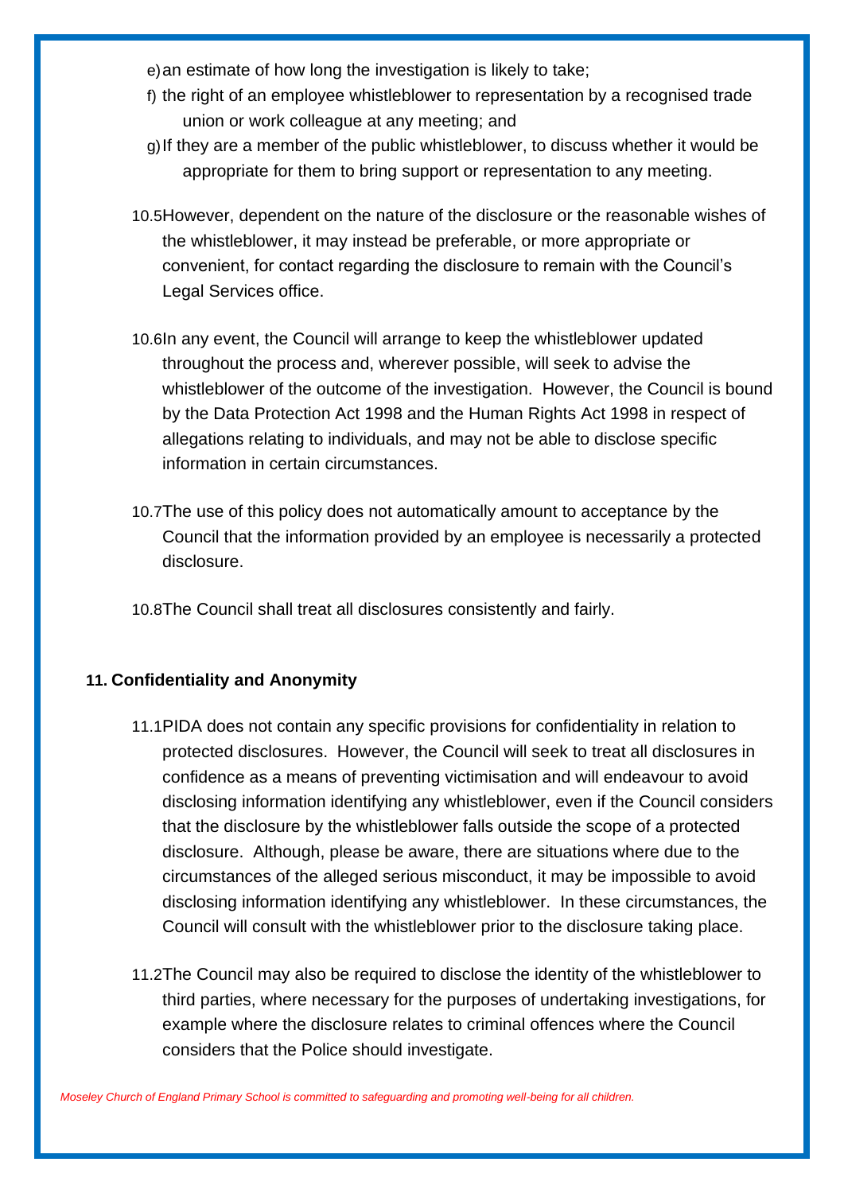e) an estimate of how long the investigation is likely to take;

f) the right of an employee whistleblower to representation by a recognised trade union or work colleague at any meeting; and

g) If they are a member of the public whistleblower, to discuss whether it would be appropriate for them to bring support or representation to any meeting.

10.5 However, dependent on the nature of the disclosure or the reasonable wishes of the whistleblower, it may instead be preferable, or more appropriate or convenient, for contact regarding the disclosure to remain with the Council's Legal Services office.

10.6 In any event, the Council will arrange to keep the whistleblower updated throughout the process and, wherever possible, will seek to advise the whistleblower of the outcome of the investigation. However, the Council is bound by the Data Protection Act 1998 and the Human Rights Act 1998 in respect of allegations relating to individuals, and may not be able to disclose specific information in certain circumstances.

10.7 The use of this policy does not automatically amount to acceptance by the Council that the information provided by an employee is necessarily a protected disclosure.

10.8 The Council shall treat all disclosures consistently and fairly.

## 11. Confidentiality and Anonymity

11.1 PIDA does not contain any specific provisions for confidentiality in relation to protected disclosures. However, the Council will seek to treat all disclosures in confidence as a means of preventing victimisation and will endeavour to avoid disclosing information identifying any whistleblower, even if the Council considers that the disclosure by the whistleblower falls outside the scope of a protected disclosure. Although, please be aware, there are situations where due to the circumstances of the alleged serious misconduct, it may be impossible to avoid disclosing information identifying any whistleblower. In these circumstances, the Council will consult with the whistleblower prior to the disclosure taking place.

11.2 The Council may also be required to disclose the identity of the whistleblower to third parties, where necessary for the purposes of undertaking investigations, for example where the disclosure relates to criminal offences where the Council considers that the Police should investigate.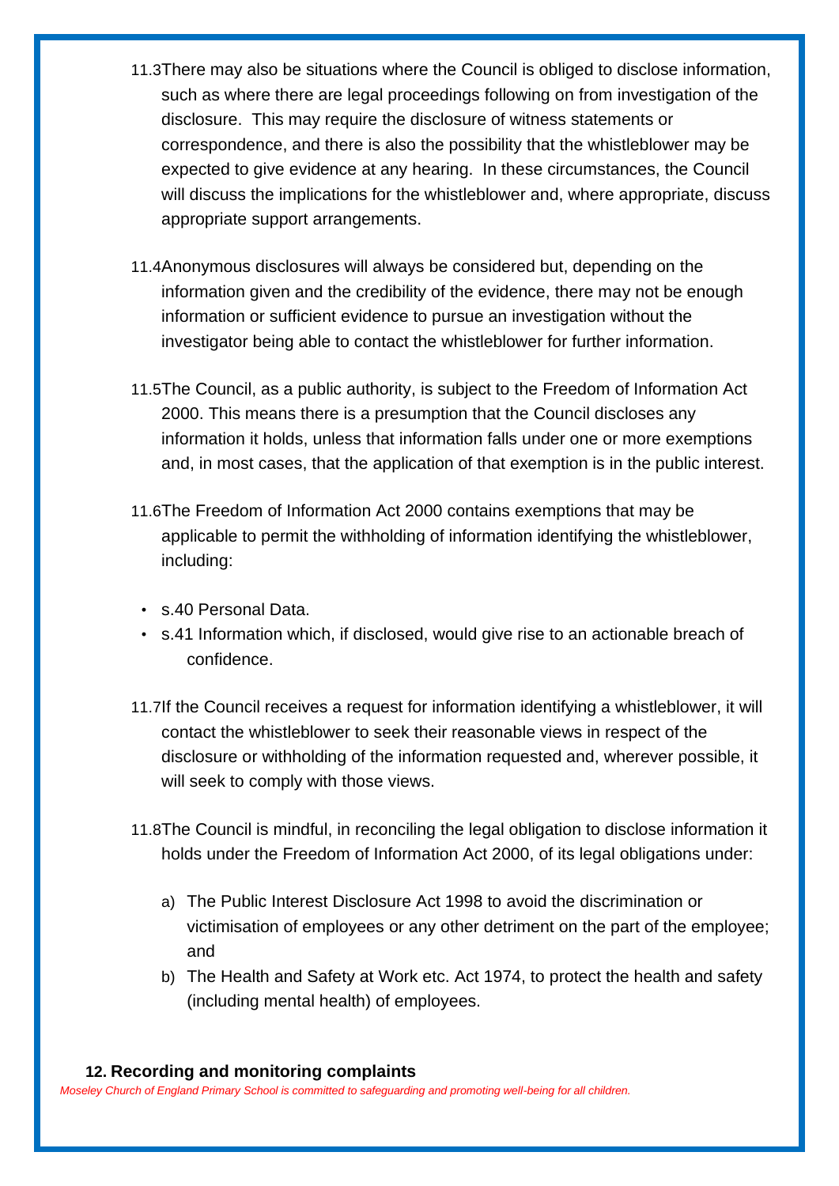11.3 There may also be situations where the Council is obliged to disclose information, such as where there are legal proceedings following on from investigation of the disclosure. This may require the disclosure of witness statements or correspondence, and there is also the possibility that the whistleblower may be expected to give evidence at any hearing. In these circumstances, the Council will discuss the implications for the whistleblower and, where appropriate, discuss appropriate support arrangements.

11.4 Anonymous disclosures will always be considered but, depending on the information given and the credibility of the evidence, there may not be enough information or sufficient evidence to pursue an investigation without the investigator being able to contact the whistleblower for further information.

11.5 The Council, as a public authority, is subject to the Freedom of Information Act 2000. This means there is a presumption that the Council discloses any information it holds, unless that information falls under one or more exemptions and, in most cases, that the application of that exemption is in the public interest.

11.6 The Freedom of Information Act 2000 contains exemptions that may be applicable to permit the withholding of information identifying the whistleblower, including:

- s.40 Personal Data.
- s.41 Information which, if disclosed, would give rise to an actionable breach of confidence.

11.7 If the Council receives a request for information identifying a whistleblower, it will contact the whistleblower to seek their reasonable views in respect of the disclosure or withholding of the information requested and, wherever possible, it will seek to comply with those views.

11.8 The Council is mindful, in reconciling the legal obligation to disclose information it holds under the Freedom of Information Act 2000, of its legal obligations under:

a) The Public Interest Disclosure Act 1998 to avoid the discrimination or victimisation of employees or any other detriment on the part of the employee; and
b) The Health and Safety at Work etc. Act 1974, to protect the health and safety (including mental health) of employees.

## 12. Recording and monitoring complaints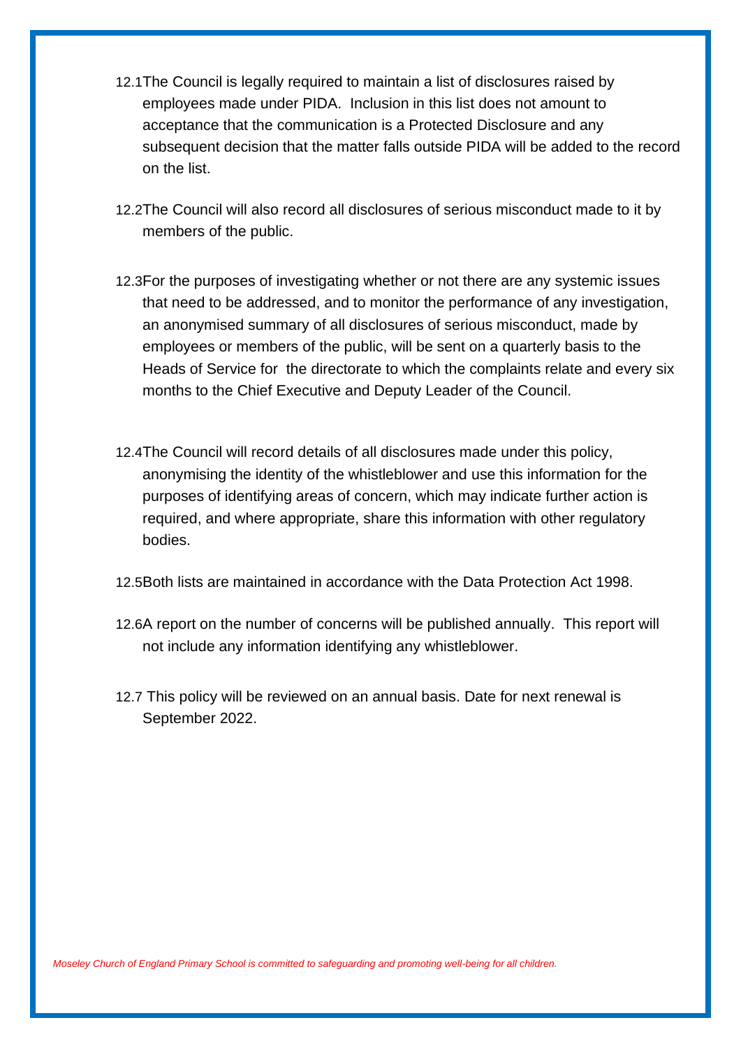12.1 The Council is legally required to maintain a list of disclosures raised by employees made under PIDA. Inclusion in this list does not amount to acceptance that the communication is a Protected Disclosure and any subsequent decision that the matter falls outside PIDA will be added to the record on the list.

12.2 The Council will also record all disclosures of serious misconduct made to it by members of the public.

12.3 For the purposes of investigating whether or not there are any systemic issues that need to be addressed, and to monitor the performance of any investigation, an anonymised summary of all disclosures of serious misconduct, made by employees or members of the public, will be sent on a quarterly basis to the Heads of Service for the directorate to which the complaints relate and every six months to the Chief Executive and Deputy Leader of the Council.

12.4 The Council will record details of all disclosures made under this policy, anonymising the identity of the whistleblower and use this information for the purposes of identifying areas of concern, which may indicate further action is required, and where appropriate, share this information with other regulatory bodies.

12.5 Both lists are maintained in accordance with the Data Protection Act 1998.

12.6 A report on the number of concerns will be published annually. This report will not include any information identifying any whistleblower.

12.7 This policy will be reviewed on an annual basis. Date for next renewal is September 2022.

*Moseley Church of England Primary School is committed to safeguarding and promoting well-being for all children.*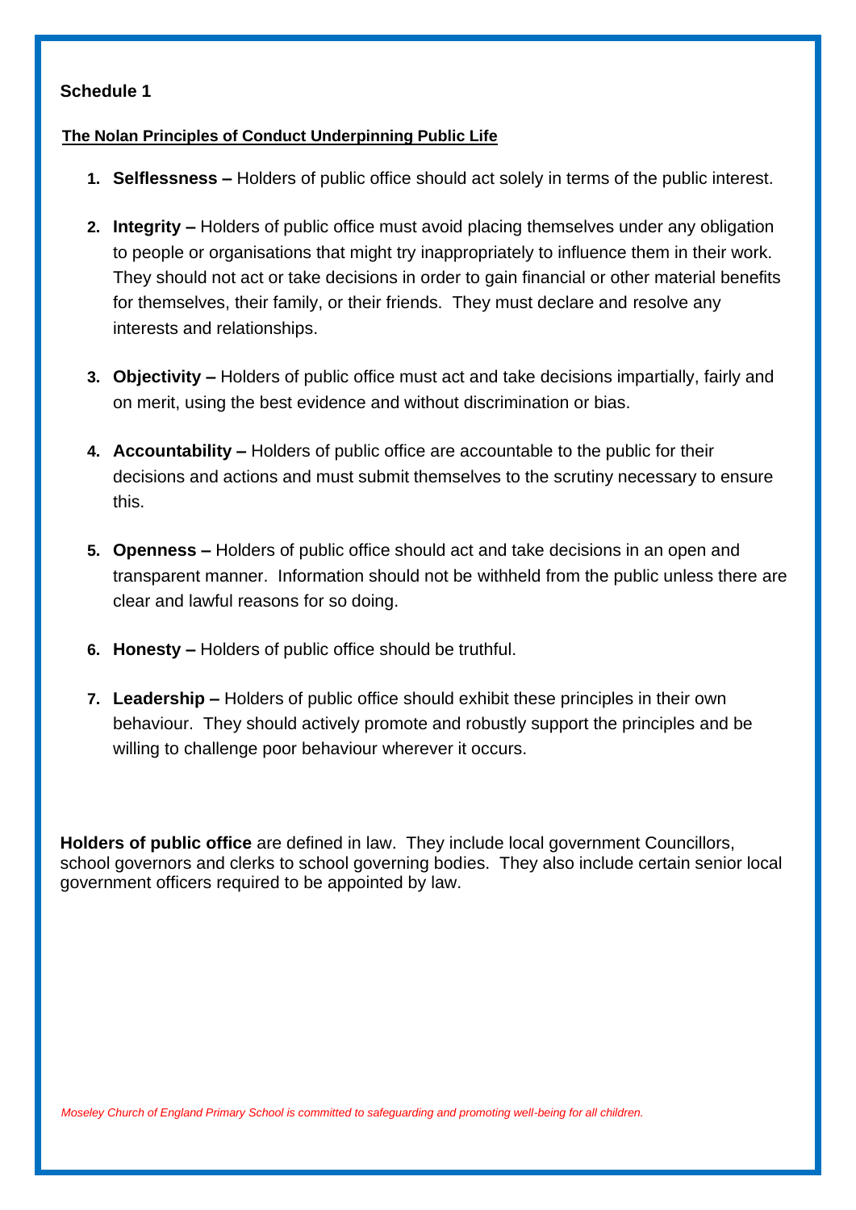## Schedule 1

**The Nolan Principles of Conduct Underpinning Public Life**

1. **Selflessness –** Holders of public office should act solely in terms of the public interest.

2. **Integrity –** Holders of public office must avoid placing themselves under any obligation to people or organisations that might try inappropriately to influence them in their work. They should not act or take decisions in order to gain financial or other material benefits for themselves, their family, or their friends. They must declare and resolve any interests and relationships.

3. **Objectivity –** Holders of public office must act and take decisions impartially, fairly and on merit, using the best evidence and without discrimination or bias.

4. **Accountability –** Holders of public office are accountable to the public for their decisions and actions and must submit themselves to the scrutiny necessary to ensure this.

5. **Openness –** Holders of public office should act and take decisions in an open and transparent manner. Information should not be withheld from the public unless there are clear and lawful reasons for so doing.

6. **Honesty –** Holders of public office should be truthful.

7. **Leadership –** Holders of public office should exhibit these principles in their own behaviour. They should actively promote and robustly support the principles and be willing to challenge poor behaviour wherever it occurs.

**Holders of public office** are defined in law. They include local government Councillors, school governors and clerks to school governing bodies. They also include certain senior local government officers required to be appointed by law.

*Moseley Church of England Primary School is committed to safeguarding and promoting well-being for all children.*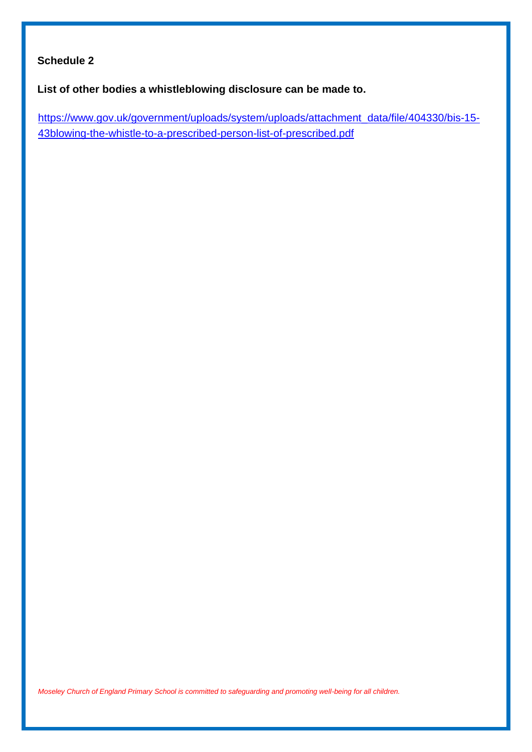**Schedule 2**

**List of other bodies a whistleblowing disclosure can be made to.**

https://www.gov.uk/government/uploads/system/uploads/attachment_data/file/404330/bis-15-43blowing-the-whistle-to-a-prescribed-person-list-of-prescribed.pdf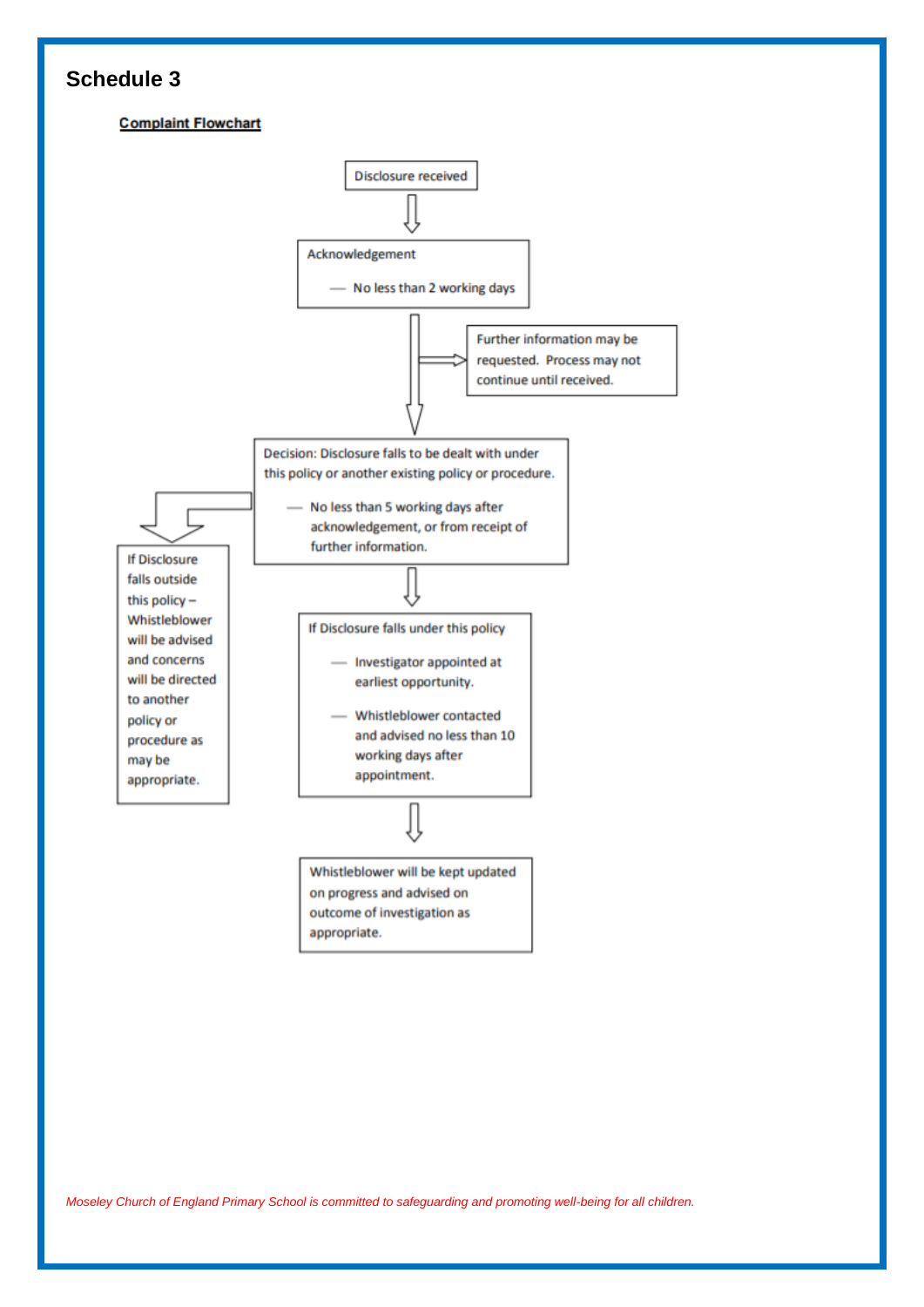# Schedule 3

**Complaint Flowchart**

Disclosure received

Acknowledgement

- No less than 2 working days

Further information may be requested. Process may not continue until received.

Decision: Disclosure falls to be dealt with under this policy or another existing policy or procedure.

- No less than 5 working days after acknowledgement, or from receipt of further information.

If Disclosure falls outside this policy – Whistleblower will be advised and concerns will be directed to another policy or procedure as may be appropriate.

If Disclosure falls under this policy

- Investigator appointed at earliest opportunity.
- Whistleblower contacted and advised no less than 10 working days after appointment.

Whistleblower will be kept updated on progress and advised on outcome of investigation as appropriate.

*Moseley Church of England Primary School is committed to safeguarding and promoting well-being for all children.*